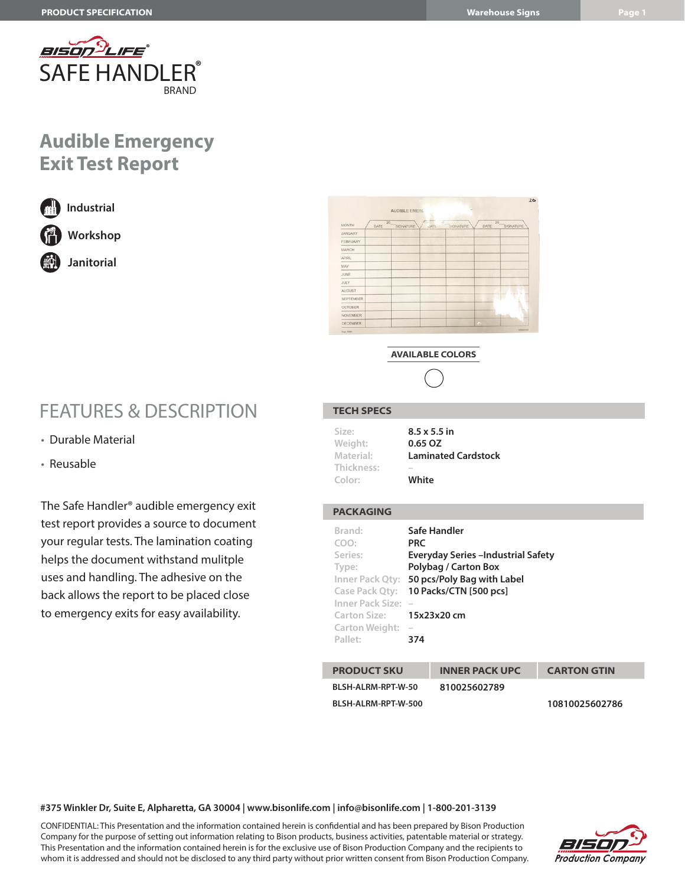SAFE HANDLER® BRAND

# Audible Emergency Exit Test Report

- Industrial
- Workshop
- Janitorial

**AVAILABLE COLORS**

## FEATURES & DESCRIPTION

- Durable Material
- Reusable

The Safe Handler® audible emergency exit test report provides a source to document your regular tests. The lamination coating helps the document withstand mulitple uses and handling. The adhesive on the back allows the report to be placed close to emergency exits for easy availability.

## TECH SPECS

| | |
|---|---|
| Size: | 8.5 x 5.5 in |
| Weight: | 0.65 OZ |
| Material: | Laminated Cardstock |
| Thickness: | – |
| Color: | White |

## PACKAGING

| | |
|---|---|
| Brand: | Safe Handler |
| COO: | PRC |
| Series: | Everyday Series –Industrial Safety |
| Type: | Polybag / Carton Box |
| Inner Pack Qty: | 50 pcs/Poly Bag with Label |
| Case Pack Qty: | 10 Packs/CTN [500 pcs] |
| Inner Pack Size: | – |
| Carton Size: | 15x23x20 cm |
| Carton Weight: | – |
| Pallet: | 374 |

| PRODUCT SKU | INNER PACK UPC | CARTON GTIN |
|---|---|---|
| BLSH-ALRM-RPT-W-50 | 810025602789 | |
| BLSH-ALRM-RPT-W-500 | | 10810025602786 |

#375 Winkler Dr, Suite E, Alpharetta, GA 30004 | www.bisonlife.com | info@bisonlife.com | 1-800-201-3139

CONFIDENTIAL: This Presentation and the information contained herein is confidential and has been prepared by Bison Production Company for the purpose of setting out information relating to Bison products, business activities, patentable material or strategy. This Presentation and the information contained herein is for the exclusive use of Bison Production Company and the recipients to whom it is addressed and should not be disclosed to any third party without prior written consent from Bison Production Company.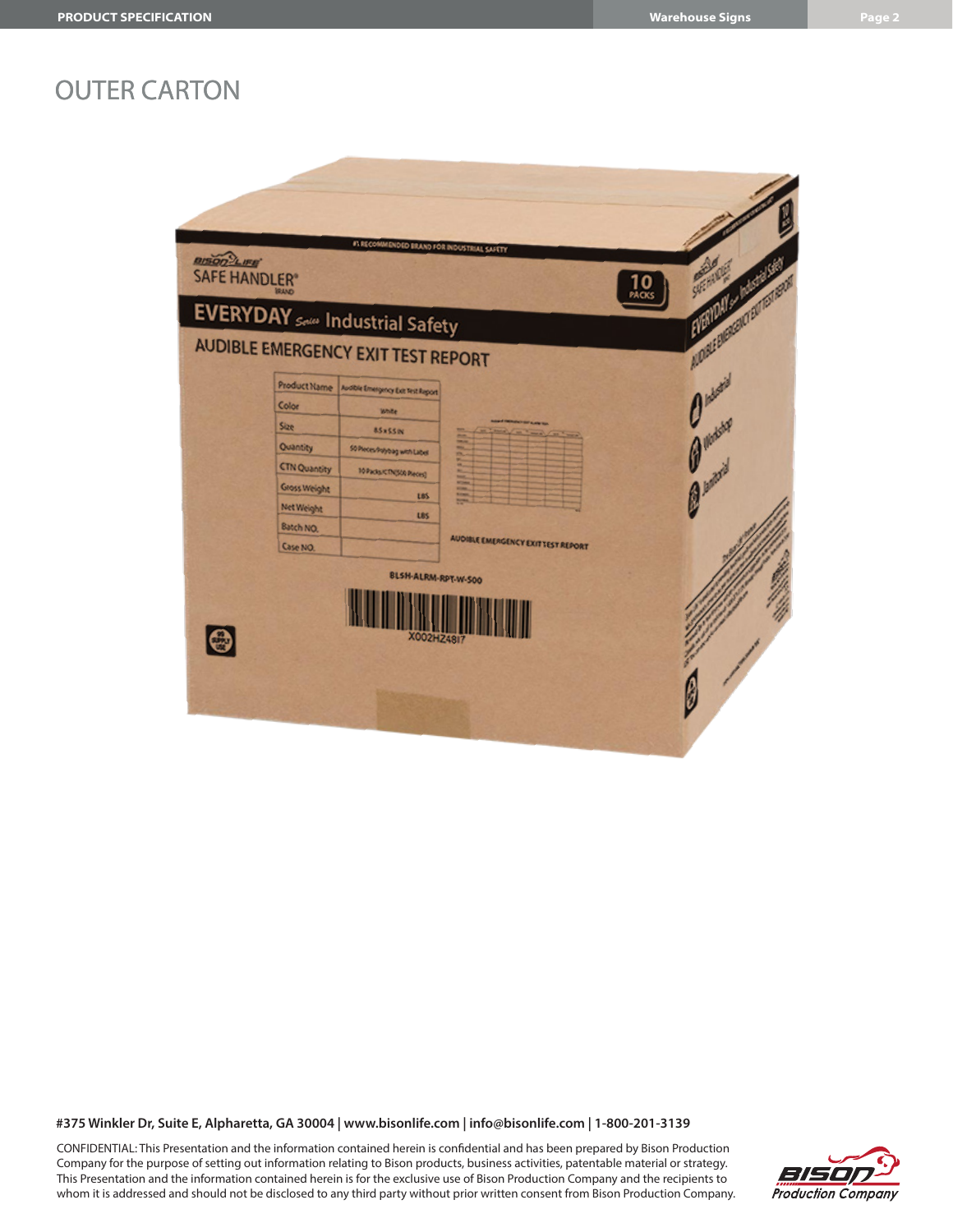# OUTER CARTON

**#375 Winkler Dr, Suite E, Alpharetta, GA 30004 | www.bisonlife.com | info@bisonlife.com | 1-800-201-3139**

CONFIDENTIAL: This Presentation and the information contained herein is confidential and has been prepared by Bison Production Company for the purpose of setting out information relating to Bison products, business activities, patentable material or strategy. This Presentation and the information contained herein is for the exclusive use of Bison Production Company and the recipients to whom it is addressed and should not be disclosed to any third party without prior written consent from Bison Production Company.